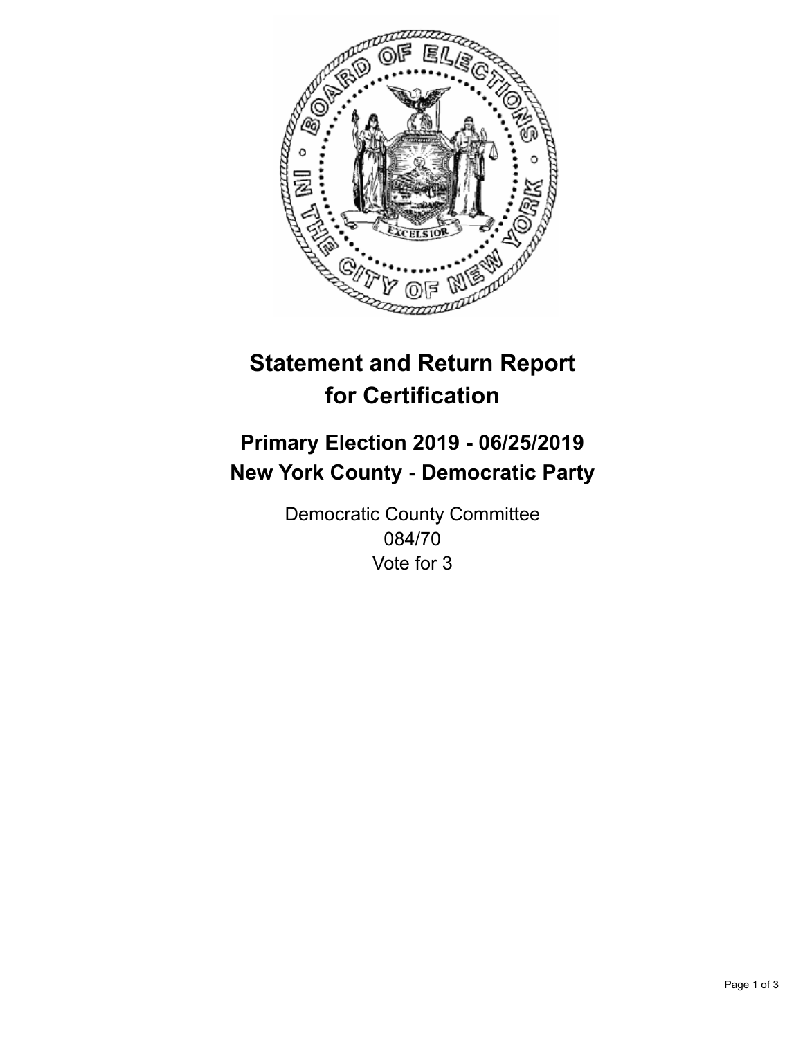# Statement and Return Report for Certification

## Primary Election 2019 - 06/25/2019
## New York County - Democratic Party

Democratic County Committee
084/70
Vote for 3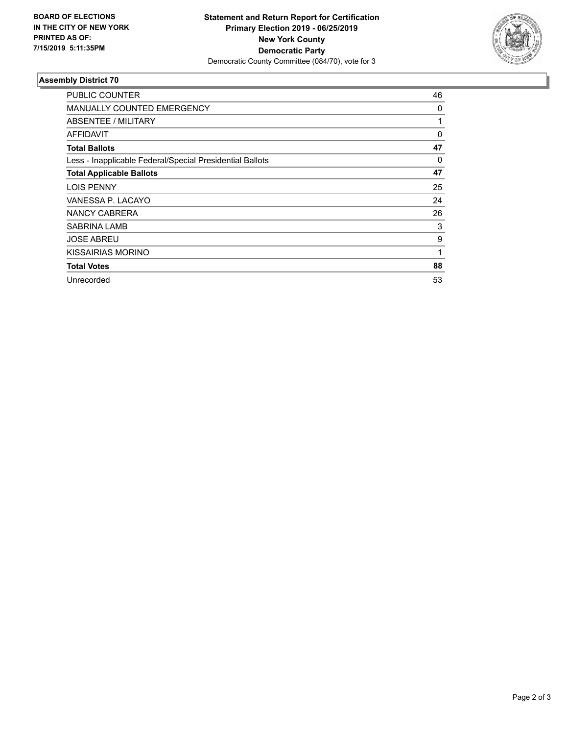**BOARD OF ELECTIONS IN THE CITY OF NEW YORK PRINTED AS OF: 7/15/2019 5:11:35PM**

**Statement and Return Report for Certification**
**Primary Election 2019 - 06/25/2019**
**New York County**
**Democratic Party**
Democratic County Committee (084/70), vote for 3

## Assembly District 70

| | |
|---|---|
| PUBLIC COUNTER | 46 |
| MANUALLY COUNTED EMERGENCY | 0 |
| ABSENTEE / MILITARY | 1 |
| AFFIDAVIT | 0 |
| **Total Ballots** | **47** |
| Less - Inapplicable Federal/Special Presidential Ballots | 0 |
| **Total Applicable Ballots** | **47** |
| LOIS PENNY | 25 |
| VANESSA P. LACAYO | 24 |
| NANCY CABRERA | 26 |
| SABRINA LAMB | 3 |
| JOSE ABREU | 9 |
| KISSAIRIAS MORINO | 1 |
| **Total Votes** | **88** |
| Unrecorded | 53 |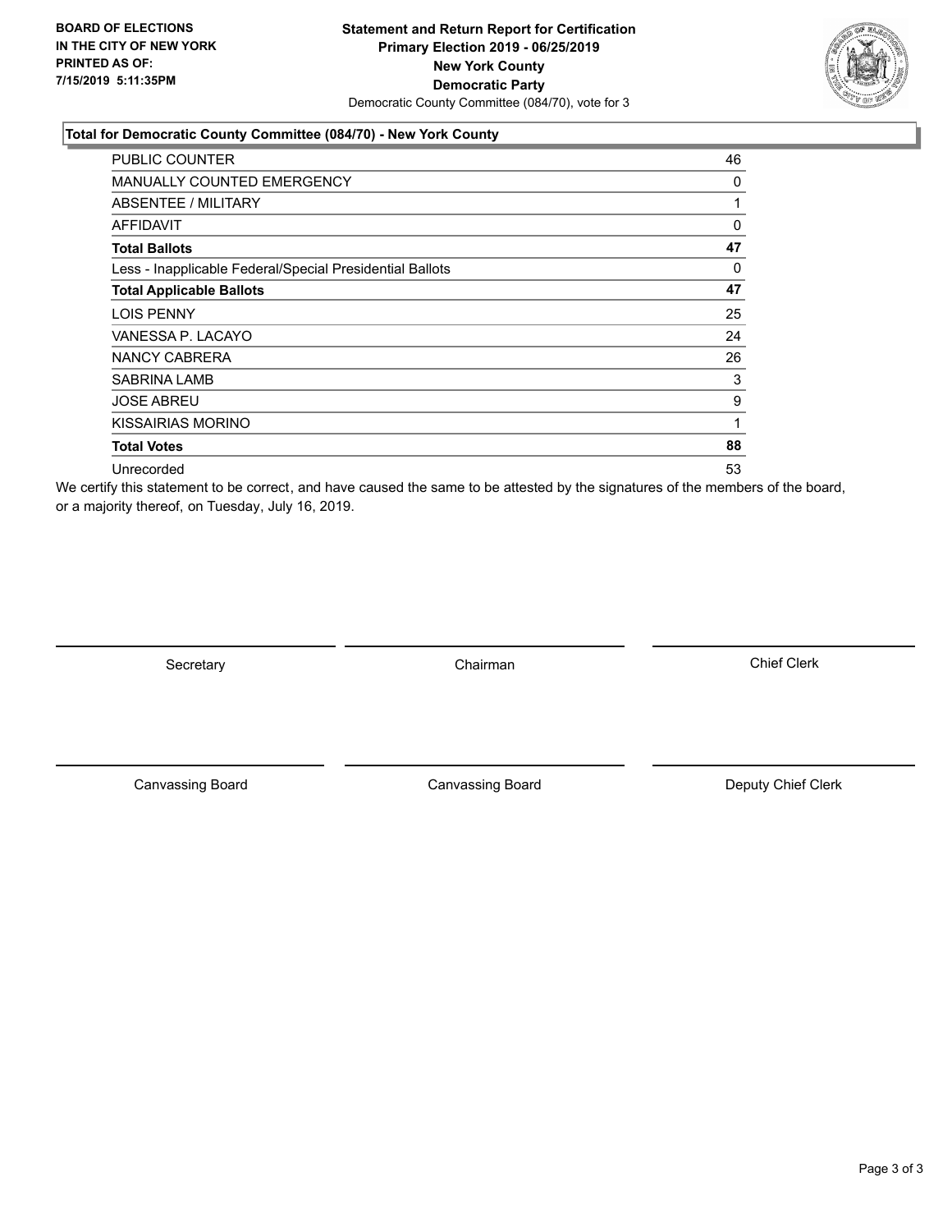**BOARD OF ELECTIONS IN THE CITY OF NEW YORK PRINTED AS OF: 7/15/2019 5:11:35PM**

**Statement and Return Report for Certification**
**Primary Election 2019 - 06/25/2019**
**New York County**
**Democratic Party**
Democratic County Committee (084/70), vote for 3

### Total for Democratic County Committee (084/70) - New York County

| | |
|---|---|
| PUBLIC COUNTER | 46 |
| MANUALLY COUNTED EMERGENCY | 0 |
| ABSENTEE / MILITARY | 1 |
| AFFIDAVIT | 0 |
| **Total Ballots** | **47** |
| Less - Inapplicable Federal/Special Presidential Ballots | 0 |
| **Total Applicable Ballots** | **47** |
| LOIS PENNY | 25 |
| VANESSA P. LACAYO | 24 |
| NANCY CABRERA | 26 |
| SABRINA LAMB | 3 |
| JOSE ABREU | 9 |
| KISSAIRIAS MORINO | 1 |
| **Total Votes** | **88** |
| Unrecorded | 53 |

We certify this statement to be correct, and have caused the same to be attested by the signatures of the members of the board, or a majority thereof, on Tuesday, July 16, 2019.

Secretary

Chairman

Chief Clerk

Canvassing Board

Canvassing Board

Deputy Chief Clerk